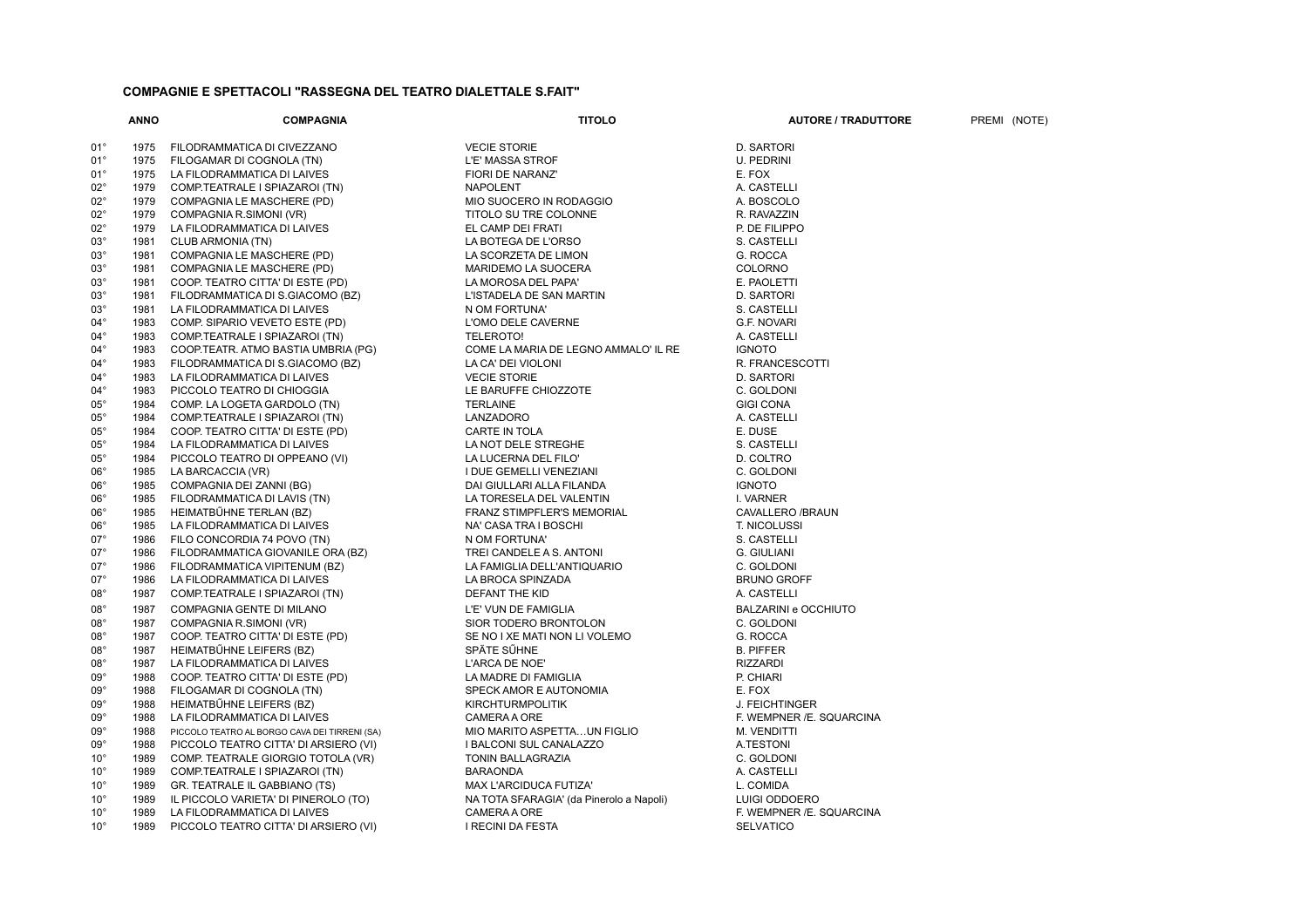## COMPAGNIE E SPETTACOLI "RASSEGNA DEL TEATRO DIALETTALE S.FAIT"

| | ANNO | COMPAGNIA | TITOLO | AUTORE / TRADUTTORE | PREMI (NOTE) |
|---|---|---|---|---|---|
| 01° | 1975 | FILODRAMMATICA DI CIVEZZANO | VECIE STORIE | D. SARTORI | |
| 01° | 1975 | FILOGAMAR DI COGNOLA (TN) | L'E' MASSA STROF | U. PEDRINI | |
| 01° | 1975 | LA FILODRAMMATICA DI LAIVES | FIORI DE NARANZ' | E. FOX | |
| 02° | 1979 | COMP.TEATRALE I SPIAZAROI (TN) | NAPOLENT | A. CASTELLI | |
| 02° | 1979 | COMPAGNIA LE MASCHERE (PD) | MIO SUOCERO IN RODAGGIO | A. BOSCOLO | |
| 02° | 1979 | COMPAGNIA R.SIMONI (VR) | TITOLO SU TRE COLONNE | R. RAVAZZIN | |
| 02° | 1979 | LA FILODRAMMATICA DI LAIVES | EL CAMP DEI FRATI | P. DE FILIPPO | |
| 03° | 1981 | CLUB ARMONIA (TN) | LA BOTEGA DE L'ORSO | S. CASTELLI | |
| 03° | 1981 | COMPAGNIA LE MASCHERE (PD) | LA SCORZETA DE LIMON | G. ROCCA | |
| 03° | 1981 | COMPAGNIA LE MASCHERE (PD) | MARIDEMO LA SUOCERA | COLORNO | |
| 03° | 1981 | COOP. TEATRO CITTA' DI ESTE (PD) | LA MOROSA DEL PAPA' | E. PAOLETTI | |
| 03° | 1981 | FILODRAMMATICA DI S.GIACOMO (BZ) | L'ISTADELA DE SAN MARTIN | D. SARTORI | |
| 03° | 1981 | LA FILODRAMMATICA DI LAIVES | N OM FORTUNA' | S. CASTELLI | |
| 04° | 1983 | COMP. SIPARIO VEVETO ESTE (PD) | L'OMO DELE CAVERNE | G.F. NOVARI | |
| 04° | 1983 | COMP.TEATRALE I SPIAZAROI (TN) | TELEROTO! | A. CASTELLI | |
| 04° | 1983 | COOP.TEATR. ATMO BASTIA UMBRIA (PG) | COME LA MARIA DE LEGNO AMMALO' IL RE | IGNOTO | |
| 04° | 1983 | FILODRAMMATICA DI S.GIACOMO (BZ) | LA CA' DEI VIOLONI | R. FRANCESCOTTI | |
| 04° | 1983 | LA FILODRAMMATICA DI LAIVES | VECIE STORIE | D. SARTORI | |
| 04° | 1983 | PICCOLO TEATRO DI CHIOGGIA | LE BARUFFE CHIOZZOTE | C. GOLDONI | |
| 05° | 1984 | COMP. LA LOGETA GARDOLO (TN) | TERLAINE | GIGI CONA | |
| 05° | 1984 | COMP.TEATRALE I SPIAZAROI (TN) | LANZADORO | A. CASTELLI | |
| 05° | 1984 | COOP. TEATRO CITTA' DI ESTE (PD) | CARTE IN TOLA | E. DUSE | |
| 05° | 1984 | LA FILODRAMMATICA DI LAIVES | LA NOT DELE STREGHE | S. CASTELLI | |
| 05° | 1984 | PICCOLO TEATRO DI OPPEANO (VI) | LA LUCERNA DEL FILO' | D. COLTRO | |
| 06° | 1985 | LA BARCACCIA (VR) | I DUE GEMELLI VENEZIANI | C. GOLDONI | |
| 06° | 1985 | COMPAGNIA DEI ZANNI (BG) | DAI GIULLARI ALLA FILANDA | IGNOTO | |
| 06° | 1985 | FILODRAMMATICA DI LAVIS (TN) | LA TORESELA DEL VALENTIN | I. VARNER | |
| 06° | 1985 | HEIMATBŰHNE TERLAN (BZ) | FRANZ STIMPFLER'S MEMORIAL | CAVALLERO /BRAUN | |
| 06° | 1985 | LA FILODRAMMATICA DI LAIVES | NA' CASA TRA I BOSCHI | T. NICOLUSSI | |
| 07° | 1986 | FILO CONCORDIA 74 POVO (TN) | N OM FORTUNA' | S. CASTELLI | |
| 07° | 1986 | FILODRAMMATICA GIOVANILE ORA (BZ) | TREI CANDELE A S. ANTONI | G. GIULIANI | |
| 07° | 1986 | FILODRAMMATICA VIPITENUM (BZ) | LA FAMIGLIA DELL'ANTIQUARIO | C. GOLDONI | |
| 07° | 1986 | LA FILODRAMMATICA DI LAIVES | LA BROCA SPINZADA | BRUNO GROFF | |
| 08° | 1987 | COMP.TEATRALE I SPIAZAROI (TN) | DEFANT THE KID | A. CASTELLI | |
| 08° | 1987 | COMPAGNIA GENTE DI MILANO | L'E' VUN DE FAMIGLIA | BALZARINI e OCCHIUTO | |
| 08° | 1987 | COMPAGNIA R.SIMONI (VR) | SIOR TODERO BRONTOLON | C. GOLDONI | |
| 08° | 1987 | COOP. TEATRO CITTA' DI ESTE (PD) | SE NO I XE MATI NON LI VOLEMO | G. ROCCA | |
| 08° | 1987 | HEIMATBŰHNE LEIFERS (BZ) | SPÄTE SŰHNE | B. PIFFER | |
| 08° | 1987 | LA FILODRAMMATICA DI LAIVES | L'ARCA DE NOE' | RIZZARDI | |
| 09° | 1988 | COOP. TEATRO CITTA' DI ESTE (PD) | LA MADRE DI FAMIGLIA | P. CHIARI | |
| 09° | 1988 | FILOGAMAR DI COGNOLA (TN) | SPECK AMOR E AUTONOMIA | E. FOX | |
| 09° | 1988 | HEIMATBŰHNE LEIFERS (BZ) | KIRCHTURMPOLITIK | J. FEICHTINGER | |
| 09° | 1988 | LA FILODRAMMATICA DI LAIVES | CAMERA A ORE | F. WEMPNER /E. SQUARCINA | |
| 09° | 1988 | PICCOLO TEATRO AL BORGO CAVA DEI TIRRENI (SA) | MIO MARITO ASPETTA…UN FIGLIO | M. VENDITTI | |
| 09° | 1988 | PICCOLO TEATRO CITTA' DI ARSIERO (VI) | I BALCONI SUL CANALAZZO | A.TESTONI | |
| 10° | 1989 | COMP. TEATRALE GIORGIO TOTOLA (VR) | TONIN BALLAGRAZIA | C. GOLDONI | |
| 10° | 1989 | COMP.TEATRALE I SPIAZAROI (TN) | BARAONDA | A. CASTELLI | |
| 10° | 1989 | GR. TEATRALE IL GABBIANO (TS) | MAX L'ARCIDUCA FUTIZA' | L. COMIDA | |
| 10° | 1989 | IL PICCOLO VARIETA' DI PINEROLO (TO) | NA TOTA SFARAGIA' (da Pinerolo a Napoli) | LUIGI ODDOERO | |
| 10° | 1989 | LA FILODRAMMATICA DI LAIVES | CAMERA A ORE | F. WEMPNER /E. SQUARCINA | |
| 10° | 1989 | PICCOLO TEATRO CITTA' DI ARSIERO (VI) | I RECINI DA FESTA | SELVATICO | |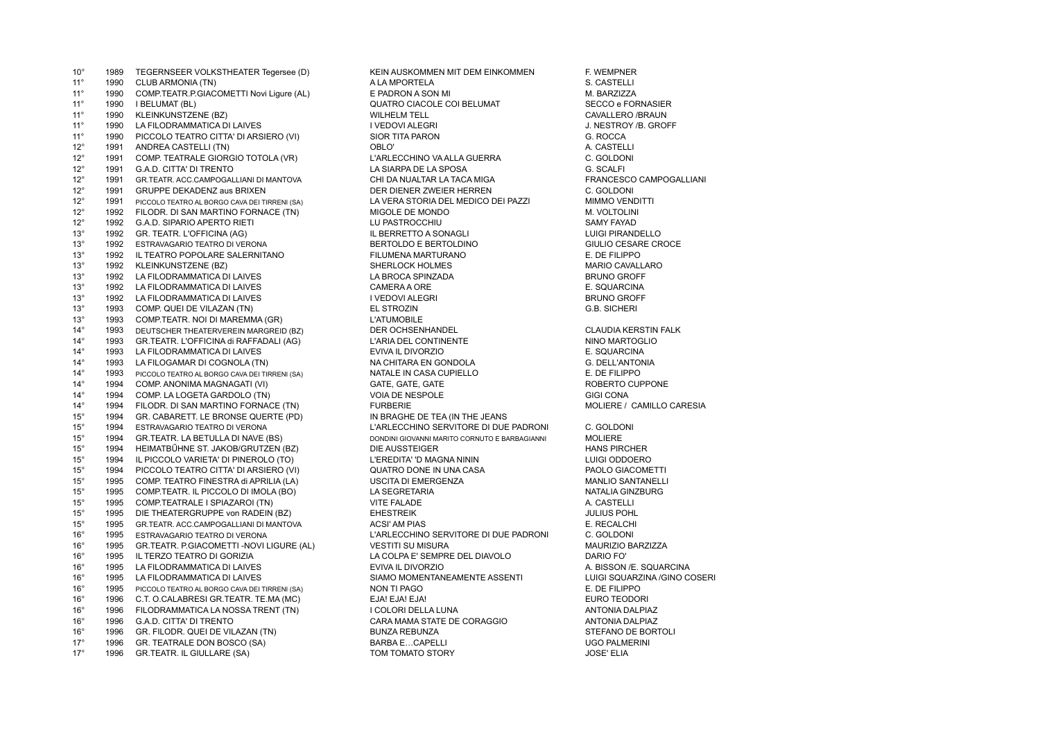| | | | | |
|---|---|---|---|---|
| 10° | 1989 | TEGERNSEER VOLKSTHEATER Tegersee (D) | KEIN AUSKOMMEN MIT DEM EINKOMMEN | F. WEMPNER |
| 11° | 1990 | CLUB ARMONIA (TN) | A LA MPORTELA | S. CASTELLI |
| 11° | 1990 | COMP.TEATR.P.GIACOMETTI Novi Ligure (AL) | E PADRON A SON MI | M. BARZIZZA |
| 11° | 1990 | I BELUMAT (BL) | QUATRO CIACOLE COI BELUMAT | SECCO e FORNASIER |
| 11° | 1990 | KLEINKUNSTZENE (BZ) | WILHELM TELL | CAVALLERO /BRAUN |
| 11° | 1990 | LA FILODRAMMATICA DI LAIVES | I VEDOVI ALEGRI | J. NESTROY /B. GROFF |
| 11° | 1990 | PICCOLO TEATRO CITTA' DI ARSIERO (VI) | SIOR TITA PARON | G. ROCCA |
| 12° | 1991 | ANDREA CASTELLI (TN) | OBLO' | A. CASTELLI |
| 12° | 1991 | COMP. TEATRALE GIORGIO TOTOLA (VR) | L'ARLECCHINO VA ALLA GUERRA | C. GOLDONI |
| 12° | 1991 | G.A.D. CITTA' DI TRENTO | LA SIARPA DE LA SPOSA | G. SCALFI |
| 12° | 1991 | GR.TEATR. ACC.CAMPOGALLIANI DI MANTOVA | CHI DA NUALTAR LA TACA MIGA | FRANCESCO CAMPOGALLIANI |
| 12° | 1991 | GRUPPE DEKADENZ aus BRIXEN | DER DIENER ZWEIER HERREN | C. GOLDONI |
| 12° | 1991 | PICCOLO TEATRO AL BORGO CAVA DEI TIRRENI (SA) | LA VERA STORIA DEL MEDICO DEI PAZZI | MIMMO VENDITTI |
| 12° | 1992 | FILODR. DI SAN MARTINO FORNACE (TN) | MIGOLE DE MONDO | M. VOLTOLINI |
| 12° | 1992 | G.A.D. SIPARIO APERTO RIETI | LU PASTROCCHIU | SAMY FAYAD |
| 13° | 1992 | GR. TEATR. L'OFFICINA (AG) | IL BERRETTO A SONAGLI | LUIGI PIRANDELLO |
| 13° | 1992 | ESTRAVAGARIO TEATRO DI VERONA | BERTOLDO E BERTOLDINO | GIULIO CESARE CROCE |
| 13° | 1992 | IL TEATRO POPOLARE SALERNITANO | FILUMENA MARTURANO | E. DE FILIPPO |
| 13° | 1992 | KLEINKUNSTZENE (BZ) | SHERLOCK HOLMES | MARIO CAVALLARO |
| 13° | 1992 | LA FILODRAMMATICA DI LAIVES | LA BROCA SPINZADA | BRUNO GROFF |
| 13° | 1992 | LA FILODRAMMATICA DI LAIVES | CAMERA A ORE | E. SQUARCINA |
| 13° | 1992 | LA FILODRAMMATICA DI LAIVES | I VEDOVI ALEGRI | BRUNO GROFF |
| 13° | 1993 | COMP. QUEI DE VILAZAN (TN) | EL STROZIN | G.B. SICHERI |
| 13° | 1993 | COMP.TEATR. NOI DI MAREMMA (GR) | L'ATUMOBILE | |
| 14° | 1993 | DEUTSCHER THEATERVEREIN MARGREID (BZ) | DER OCHSENHANDEL | CLAUDIA KERSTIN FALK |
| 14° | 1993 | GR.TEATR. L'OFFICINA di RAFFADALI (AG) | L'ARIA DEL CONTINENTE | NINO MARTOGLIO |
| 14° | 1993 | LA FILODRAMMATICA DI LAIVES | EVIVA IL DIVORZIO | E. SQUARCINA |
| 14° | 1993 | LA FILOGAMAR DI COGNOLA (TN) | NA CHITARA EN GONDOLA | G. DELL'ANTONIA |
| 14° | 1993 | PICCOLO TEATRO AL BORGO CAVA DEI TIRRENI (SA) | NATALE IN CASA CUPIELLO | E. DE FILIPPO |
| 14° | 1994 | COMP. ANONIMA MAGNAGATI (VI) | GATE, GATE, GATE | ROBERTO CUPPONE |
| 14° | 1994 | COMP. LA LOGETA GARDOLO (TN) | VOIA DE NESPOLE | GIGI CONA |
| 14° | 1994 | FILODR. DI SAN MARTINO FORNACE (TN) | FURBERIE | MOLIERE / CAMILLO CARESIA |
| 15° | 1994 | GR. CABARETT. LE BRONSE QUERTE (PD) | IN BRAGHE DE TEA (IN THE JEANS | |
| 15° | 1994 | ESTRAVAGARIO TEATRO DI VERONA | L'ARLECCHINO SERVITORE DI DUE PADRONI | C. GOLDONI |
| 15° | 1994 | GR.TEATR. LA BETULLA DI NAVE (BS) | DONDINI GIOVANNI MARITO CORNUTO E BARBAGIANNI | MOLIERE |
| 15° | 1994 | HEIMATBÜHNE ST. JAKOB/GRUTZEN (BZ) | DIE AUSSTEIGER | HANS PIRCHER |
| 15° | 1994 | IL PICCOLO VARIETA' DI PINEROLO (TO) | L'EREDITA' 'D MAGNA NININ | LUIGI ODDOERO |
| 15° | 1994 | PICCOLO TEATRO CITTA' DI ARSIERO (VI) | QUATRO DONE IN UNA CASA | PAOLO GIACOMETTI |
| 15° | 1995 | COMP. TEATRO FINESTRA di APRILIA (LA) | USCITA DI EMERGENZA | MANLIO SANTANELLI |
| 15° | 1995 | COMP.TEATR. IL PICCOLO DI IMOLA (BO) | LA SEGRETARIA | NATALIA GINZBURG |
| 15° | 1995 | COMP.TEATRALE I SPIAZAROI (TN) | VITE FALADE | A. CASTELLI |
| 15° | 1995 | DIE THEATERGRUPPE von RADEIN (BZ) | EHESTREIK | JULIUS POHL |
| 15° | 1995 | GR.TEATR. ACC.CAMPOGALLIANI DI MANTOVA | ACSI' AM PIAS | E. RECALCHI |
| 16° | 1995 | ESTRAVAGARIO TEATRO DI VERONA | L'ARLECCHINO SERVITORE DI DUE PADRONI | C. GOLDONI |
| 16° | 1995 | GR.TEATR. P.GIACOMETTI -NOVI LIGURE (AL) | VESTITI SU MISURA | MAURIZIO BARZIZZA |
| 16° | 1995 | IL TERZO TEATRO DI GORIZIA | LA COLPA E' SEMPRE DEL DIAVOLO | DARIO FO' |
| 16° | 1995 | LA FILODRAMMATICA DI LAIVES | EVIVA IL DIVORZIO | A. BISSON /E. SQUARCINA |
| 16° | 1995 | LA FILODRAMMATICA DI LAIVES | SIAMO MOMENTANEAMENTE ASSENTI | LUIGI SQUARZINA /GINO COSERI |
| 16° | 1995 | PICCOLO TEATRO AL BORGO CAVA DEI TIRRENI (SA) | NON TI PAGO | E. DE FILIPPO |
| 16° | 1996 | C.T. O.CALABRESI GR.TEATR. TE.MA (MC) | EJA! EJA! EJA! | EURO TEODORI |
| 16° | 1996 | FILODRAMMATICA LA NOSSA TRENT (TN) | I COLORI DELLA LUNA | ANTONIA DALPIAZ |
| 16° | 1996 | G.A.D. CITTA' DI TRENTO | CARA MAMA STATE DE CORAGGIO | ANTONIA DALPIAZ |
| 16° | 1996 | GR. FILODR. QUEI DE VILAZAN (TN) | BUNZA REBUNZA | STEFANO DE BORTOLI |
| 17° | 1996 | GR. TEATRALE DON BOSCO (SA) | BARBA E…CAPELLI | UGO PALMERINI |
| 17° | 1996 | GR.TEATR. IL GIULLARE (SA) | TOM TOMATO STORY | JOSE' ELIA |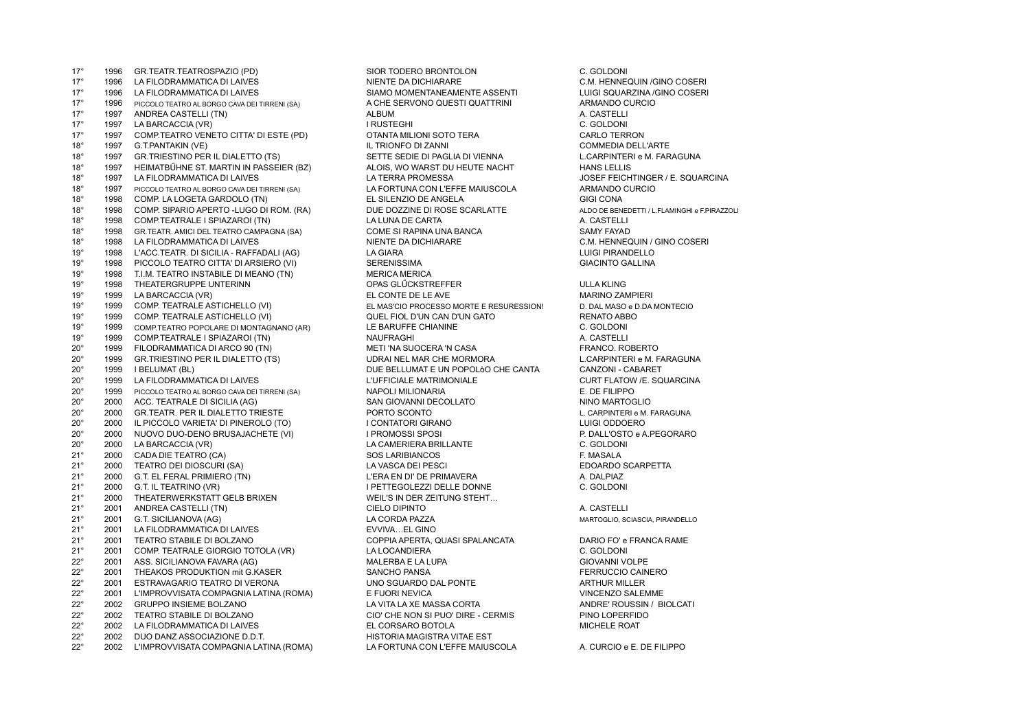| | | | | |
|---|---|---|---|---|
| 17° | 1996 | GR.TEATR.TEATROSPAZIO (PD) | SIOR TODERO BRONTOLON | C. GOLDONI |
| 17° | 1996 | LA FILODRAMMATICA DI LAIVES | NIENTE DA DICHIARARE | C.M. HENNEQUIN /GINO COSERI |
| 17° | 1996 | LA FILODRAMMATICA DI LAIVES | SIAMO MOMENTANEAMENTE ASSENTI | LUIGI SQUARZINA /GINO COSERI |
| 17° | 1996 | PICCOLO TEATRO AL BORGO CAVA DEI TIRRENI (SA) | A CHE SERVONO QUESTI QUATTRINI | ARMANDO CURCIO |
| 17° | 1997 | ANDREA CASTELLI (TN) | ALBUM | A. CASTELLI |
| 17° | 1997 | LA BARCACCIA (VR) | I RUSTEGHI | C. GOLDONI |
| 17° | 1997 | COMP.TEATRO VENETO CITTA' DI ESTE (PD) | OTANTA MILIONI SOTO TERA | CARLO TERRON |
| 18° | 1997 | G.T.PANTAKIN (VE) | IL TRIONFO DI ZANNI | COMMEDIA DELL'ARTE |
| 18° | 1997 | GR.TRIESTINO PER IL DIALETTO (TS) | SETTE SEDIE DI PAGLIA DI VIENNA | L.CARPINTERI e M. FARAGUNA |
| 18° | 1997 | HEIMATBÜHNE ST. MARTIN IN PASSEIER (BZ) | ALOIS, WO WARST DU HEUTE NACHT | HANS LELLIS |
| 18° | 1997 | LA FILODRAMMATICA DI LAIVES | LA TERRA PROMESSA | JOSEF FEICHTINGER / E. SQUARCINA |
| 18° | 1997 | PICCOLO TEATRO AL BORGO CAVA DEI TIRRENI (SA) | LA FORTUNA CON L'EFFE MAIUSCOLA | ARMANDO CURCIO |
| 18° | 1998 | COMP. LA LOGETA GARDOLO (TN) | EL SILENZIO DE ANGELA | GIGI CONA |
| 18° | 1998 | COMP. SIPARIO APERTO -LUGO DI ROM. (RA) | DUE DOZZINE DI ROSE SCARLATTE | ALDO DE BENEDETTI / L.FLAMINGHI e F.PIRAZZOLI |
| 18° | 1998 | COMP.TEATRALE I SPIAZAROI (TN) | LA LUNA DE CARTA | A. CASTELLI |
| 18° | 1998 | GR.TEATR. AMICI DEL TEATRO CAMPAGNA (SA) | COME SI RAPINA UNA BANCA | SAMY FAYAD |
| 18° | 1998 | LA FILODRAMMATICA DI LAIVES | NIENTE DA DICHIARARE | C.M. HENNEQUIN / GINO COSERI |
| 19° | 1998 | L'ACC.TEATR. DI SICILIA - RAFFADALI (AG) | LA GIARA | LUIGI PIRANDELLO |
| 19° | 1998 | PICCOLO TEATRO CITTA' DI ARSIERO (VI) | SERENISSIMA | GIACINTO GALLINA |
| 19° | 1998 | T.I.M. TEATRO INSTABILE DI MEANO (TN) | MERICA MERICA | |
| 19° | 1998 | THEATERGRUPPE UNTERINN | OPAS GLÜCKSTREFFER | ULLA KLING |
| 19° | 1999 | LA BARCACCIA (VR) | EL CONTE DE LE AVE | MARINO ZAMPIERI |
| 19° | 1999 | COMP. TEATRALE ASTICHELLO (VI) | EL MAS'CIO PROCESSO MORTE E RESURESSION! | D. DAL MASO e D.DA MONTECIO |
| 19° | 1999 | COMP. TEATRALE ASTICHELLO (VI) | QUEL FIOL D'UN CAN D'UN GATO | RENATO ABBO |
| 19° | 1999 | COMP.TEATRO POPOLARE DI MONTAGNANO (AR) | LE BARUFFE CHIANINE | C. GOLDONI |
| 19° | 1999 | COMP.TEATRALE I SPIAZAROI (TN) | NAUFRAGHI | A. CASTELLI |
| 20° | 1999 | FILODRAMMATICA DI ARCO 90 (TN) | METI 'NA SUOCERA 'N CASA | FRANCO. ROBERTO |
| 20° | 1999 | GR.TRIESTINO PER IL DIALETTO (TS) | UDRAI NEL MAR CHE MORMORA | L.CARPINTERI e M. FARAGUNA |
| 20° | 1999 | I BELUMAT (BL) | DUE BELLUMAT E UN POPOLòO CHE CANTA | CANZONI - CABARET |
| 20° | 1999 | LA FILODRAMMATICA DI LAIVES | L'UFFICIALE MATRIMONIALE | CURT FLATOW /E. SQUARCINA |
| 20° | 1999 | PICCOLO TEATRO AL BORGO CAVA DEI TIRRENI (SA) | NAPOLI MILIONARIA | E. DE FILIPPO |
| 20° | 2000 | ACC. TEATRALE DI SICILIA (AG) | SAN GIOVANNI DECOLLATO | NINO MARTOGLIO |
| 20° | 2000 | GR.TEATR. PER IL DIALETTO TRIESTE | PORTO SCONTO | L. CARPINTERI e M. FARAGUNA |
| 20° | 2000 | IL PICCOLO VARIETA' DI PINEROLO (TO) | I CONTATORI GIRANO | LUIGI ODDOERO |
| 20° | 2000 | NUOVO DUO-DENO BRUSAJACHETE (VI) | I PROMOSSI SPOSI | P. DALL'OSTO e A.PEGORARO |
| 20° | 2000 | LA BARCACCIA (VR) | LA CAMERIERA BRILLANTE | C. GOLDONI |
| 21° | 2000 | CADA DIE TEATRO (CA) | SOS LARIBIANCOS | F. MASALA |
| 21° | 2000 | TEATRO DEI DIOSCURI (SA) | LA VASCA DEI PESCI | EDOARDO SCARPETTA |
| 21° | 2000 | G.T. EL FERAL PRIMIERO (TN) | L'ERA EN DI' DE PRIMAVERA | A. DALPIAZ |
| 21° | 2000 | G.T. IL TEATRINO (VR) | I PETTEGOLEZZI DELLE DONNE | C. GOLDONI |
| 21° | 2000 | THEATERWERKSTATT GELB BRIXEN | WEIL'S IN DER ZEITUNG STEHT… | |
| 21° | 2001 | ANDREA CASTELLI (TN) | CIELO DIPINTO | A. CASTELLI |
| 21° | 2001 | G.T. SICILIANOVA (AG) | LA CORDA PAZZA | MARTOGLIO, SCIASCIA, PIRANDELLO |
| 21° | 2001 | LA FILODRAMMATICA DI LAIVES | EVVIVA…EL GINO | |
| 21° | 2001 | TEATRO STABILE DI BOLZANO | COPPIA APERTA, QUASI SPALANCATA | DARIO FO' e FRANCA RAME |
| 21° | 2001 | COMP. TEATRALE GIORGIO TOTOLA (VR) | LA LOCANDIERA | C. GOLDONI |
| 22° | 2001 | ASS. SICILIANOVA FAVARA (AG) | MALERBA E LA LUPA | GIOVANNI VOLPE |
| 22° | 2001 | THEAKOS PRODUKTION mit G.KASER | SANCHO PANSA | FERRUCCIO CAINERO |
| 22° | 2001 | ESTRAVAGARIO TEATRO DI VERONA | UNO SGUARDO DAL PONTE | ARTHUR MILLER |
| 22° | 2001 | L'IMPROVVISATA COMPAGNIA LATINA (ROMA) | E FUORI NEVICA | VINCENZO SALEMME |
| 22° | 2002 | GRUPPO INSIEME BOLZANO | LA VITA LA XE MASSA CORTA | ANDRE' ROUSSIN / BIOLCATI |
| 22° | 2002 | TEATRO STABILE DI BOLZANO | CIO' CHE NON SI PUO' DIRE - CERMIS | PINO LOPERFIDO |
| 22° | 2002 | LA FILODRAMMATICA DI LAIVES | EL CORSARO BOTOLA | MICHELE ROAT |
| 22° | 2002 | DUO DANZ ASSOCIAZIONE D.D.T. | HISTORIA MAGISTRA VITAE EST | |
| 22° | 2002 | L'IMPROVVISATA COMPAGNIA LATINA (ROMA) | LA FORTUNA CON L'EFFE MAIUSCOLA | A. CURCIO e E. DE FILIPPO |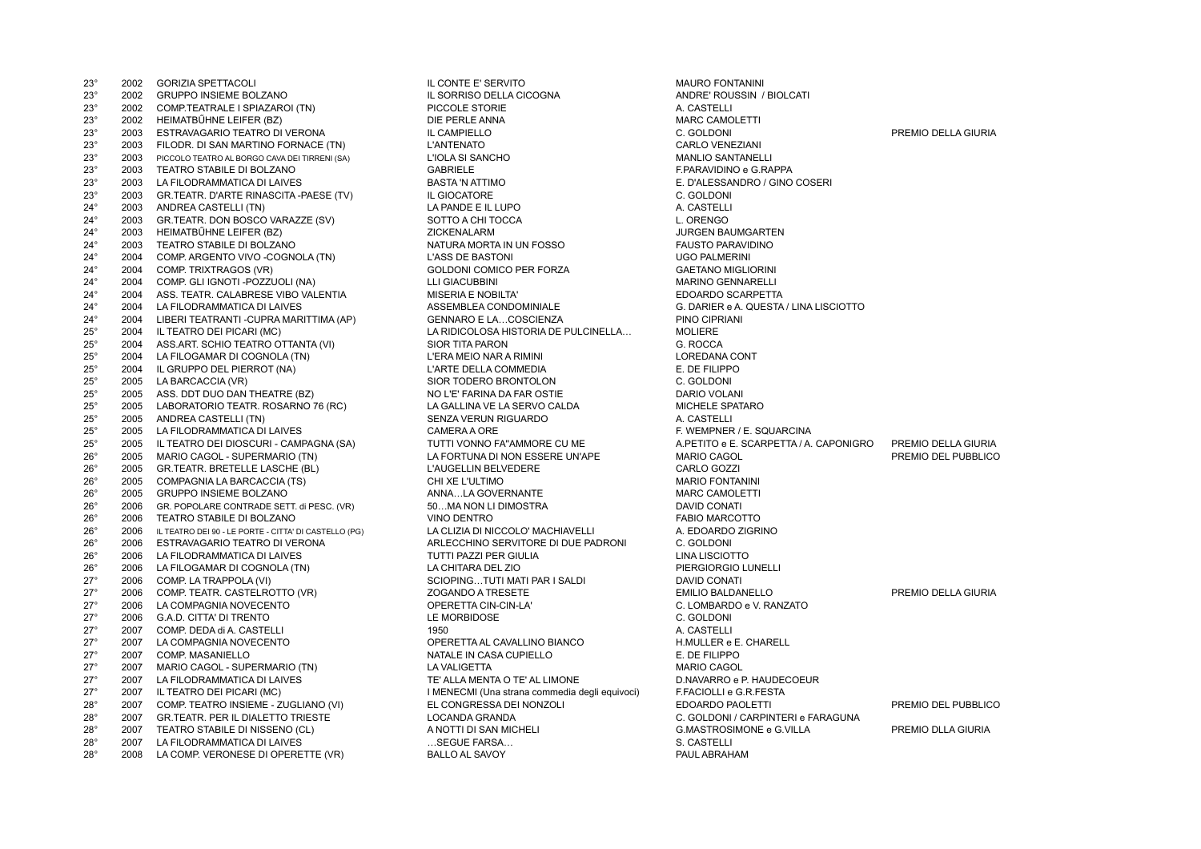| | | | | | |
|---|---|---|---|---|---|
| 23° | 2002 | GORIZIA SPETTACOLI | IL CONTE E' SERVITO | MAURO FONTANINI | |
| 23° | 2002 | GRUPPO INSIEME BOLZANO | IL SORRISO DELLA CICOGNA | ANDRE' ROUSSIN / BIOLCATI | |
| 23° | 2002 | COMP.TEATRALE I SPIAZAROI (TN) | PICCOLE STORIE | A. CASTELLI | |
| 23° | 2002 | HEIMATBŰHNE LEIFER (BZ) | DIE PERLE ANNA | MARC CAMOLETTI | |
| 23° | 2003 | ESTRAVAGARIO TEATRO DI VERONA | IL CAMPIELLO | C. GOLDONI | PREMIO DELLA GIURIA |
| 23° | 2003 | FILODR. DI SAN MARTINO FORNACE (TN) | L'ANTENATO | CARLO VENEZIANI | |
| 23° | 2003 | PICCOLO TEATRO AL BORGO CAVA DEI TIRRENI (SA) | L'IOLA SI SANCHO | MANLIO SANTANELLI | |
| 23° | 2003 | TEATRO STABILE DI BOLZANO | GABRIELE | F.PARAVIDINO e G.RAPPA | |
| 23° | 2003 | LA FILODRAMMATICA DI LAIVES | BASTA 'N ATTIMO | E. D'ALESSANDRO / GINO COSERI | |
| 23° | 2003 | GR.TEATR. D'ARTE RINASCITA -PAESE (TV) | IL GIOCATORE | C. GOLDONI | |
| 24° | 2003 | ANDREA CASTELLI (TN) | LA PANDE E IL LUPO | A. CASTELLI | |
| 24° | 2003 | GR.TEATR. DON BOSCO VARAZZE (SV) | SOTTO A CHI TOCCA | L. ORENGO | |
| 24° | 2003 | HEIMATBŰHNE LEIFER (BZ) | ZICKENALARM | JURGEN BAUMGARTEN | |
| 24° | 2003 | TEATRO STABILE DI BOLZANO | NATURA MORTA IN UN FOSSO | FAUSTO PARAVIDINO | |
| 24° | 2004 | COMP. ARGENTO VIVO -COGNOLA (TN) | L'ASS DE BASTONI | UGO PALMERINI | |
| 24° | 2004 | COMP. TRIXTRAGOS (VR) | GOLDONI COMICO PER FORZA | GAETANO MIGLIORINI | |
| 24° | 2004 | COMP. GLI IGNOTI -POZZUOLI (NA) | LLI GIACUBBINI | MARINO GENNARELLI | |
| 24° | 2004 | ASS. TEATR. CALABRESE VIBO VALENTIA | MISERIA E NOBILTA' | EDOARDO SCARPETTA | |
| 24° | 2004 | LA FILODRAMMATICA DI LAIVES | ASSEMBLEA CONDOMINIALE | G. DARIER e A. QUESTA / LINA LISCIOTTO | |
| 24° | 2004 | LIBERI TEATRANTI -CUPRA MARITTIMA (AP) | GENNARO E LA…COSCIENZA | PINO CIPRIANI | |
| 25° | 2004 | IL TEATRO DEI PICARI (MC) | LA RIDICOLOSA HISTORIA DE PULCINELLA… | MOLIERE | |
| 25° | 2004 | ASS.ART. SCHIO TEATRO OTTANTA (VI) | SIOR TITA PARON | G. ROCCA | |
| 25° | 2004 | LA FILOGAMAR DI COGNOLA (TN) | L'ERA MEIO NAR A RIMINI | LOREDANA CONT | |
| 25° | 2004 | IL GRUPPO DEL PIERROT (NA) | L'ARTE DELLA COMMEDIA | E. DE FILIPPO | |
| 25° | 2005 | LA BARCACCIA (VR) | SIOR TODERO BRONTOLON | C. GOLDONI | |
| 25° | 2005 | ASS. DDT DUO DAN THEATRE (BZ) | NO L'E' FARINA DA FAR OSTIE | DARIO VOLANI | |
| 25° | 2005 | LABORATORIO TEATR. ROSARNO 76 (RC) | LA GALLINA VE LA SERVO CALDA | MICHELE SPATARO | |
| 25° | 2005 | ANDREA CASTELLI (TN) | SENZA VERUN RIGUARDO | A. CASTELLI | |
| 25° | 2005 | LA FILODRAMMATICA DI LAIVES | CAMERA A ORE | F. WEMPNER / E. SQUARCINA | |
| 25° | 2005 | IL TEATRO DEI DIOSCURI - CAMPAGNA (SA) | TUTTI VONNO FA"AMMORE CU ME | A.PETITO e E. SCARPETTA / A. CAPONIGRO | PREMIO DELLA GIURIA |
| 26° | 2005 | MARIO CAGOL - SUPERMARIO (TN) | LA FORTUNA DI NON ESSERE UN'APE | MARIO CAGOL | PREMIO DEL PUBBLICO |
| 26° | 2005 | GR.TEATR. BRETELLE LASCHE (BL) | L'AUGELLIN BELVEDERE | CARLO GOZZI | |
| 26° | 2005 | COMPAGNIA LA BARCACCIA (TS) | CHI XE L'ULTIMO | MARIO FONTANINI | |
| 26° | 2005 | GRUPPO INSIEME BOLZANO | ANNA…LA GOVERNANTE | MARC CAMOLETTI | |
| 26° | 2006 | GR. POPOLARE CONTRADE SETT. di PESC. (VR) | 50…MA NON LI DIMOSTRA | DAVID CONATI | |
| 26° | 2006 | TEATRO STABILE DI BOLZANO | VINO DENTRO | FABIO MARCOTTO | |
| 26° | 2006 | IL TEATRO DEI 90 - LE PORTE - CITTA' DI CASTELLO (PG) | LA CLIZIA DI NICCOLO' MACHIAVELLI | A. EDOARDO ZIGRINO | |
| 26° | 2006 | ESTRAVAGARIO TEATRO DI VERONA | ARLECCHINO SERVITORE DI DUE PADRONI | C. GOLDONI | |
| 26° | 2006 | LA FILODRAMMATICA DI LAIVES | TUTTI PAZZI PER GIULIA | LINA LISCIOTTO | |
| 26° | 2006 | LA FILOGAMAR DI COGNOLA (TN) | LA CHITARA DEL ZIO | PIERGIORGIO LUNELLI | |
| 27° | 2006 | COMP. LA TRAPPOLA (VI) | SCIOPING…TUTI MATI PAR I SALDI | DAVID CONATI | |
| 27° | 2006 | COMP. TEATR. CASTELROTTO (VR) | ZOGANDO A TRESETE | EMILIO BALDANELLO | PREMIO DELLA GIURIA |
| 27° | 2006 | LA COMPAGNIA NOVECENTO | OPERETTA CIN-CIN-LA' | C. LOMBARDO e V. RANZATO | |
| 27° | 2006 | G.A.D. CITTA' DI TRENTO | LE MORBIDOSE | C. GOLDONI | |
| 27° | 2007 | COMP. DEDA di A. CASTELLI | 1950 | A. CASTELLI | |
| 27° | 2007 | LA COMPAGNIA NOVECENTO | OPERETTA AL CAVALLINO BIANCO | H.MULLER e E. CHARELL | |
| 27° | 2007 | COMP. MASANIELLO | NATALE IN CASA CUPIELLO | E. DE FILIPPO | |
| 27° | 2007 | MARIO CAGOL - SUPERMARIO (TN) | LA VALIGETTA | MARIO CAGOL | |
| 27° | 2007 | LA FILODRAMMATICA DI LAIVES | TE' ALLA MENTA O TE' AL LIMONE | D.NAVARRO e P. HAUDECOEUR | |
| 27° | 2007 | IL TEATRO DEI PICARI (MC) | I MENECMI (Una strana commedia degli equivoci) | F.FACIOLLI e G.R.FESTA | |
| 28° | 2007 | COMP. TEATRO INSIEME - ZUGLIANO (VI) | EL CONGRESSA DEI NONZOLI | EDOARDO PAOLETTI | PREMIO DEL PUBBLICO |
| 28° | 2007 | GR.TEATR. PER IL DIALETTO TRIESTE | LOCANDA GRANDA | C. GOLDONI / CARPINTERI e FARAGUNA | |
| 28° | 2007 | TEATRO STABILE DI NISSENO (CL) | A NOTTI DI SAN MICHELI | G.MASTROSIMONE e G.VILLA | PREMIO DLLA GIURIA |
| 28° | 2007 | LA FILODRAMMATICA DI LAIVES | …SEGUE FARSA… | S. CASTELLI | |
| 28° | 2008 | LA COMP. VERONESE DI OPERETTE (VR) | BALLO AL SAVOY | PAUL ABRAHAM | |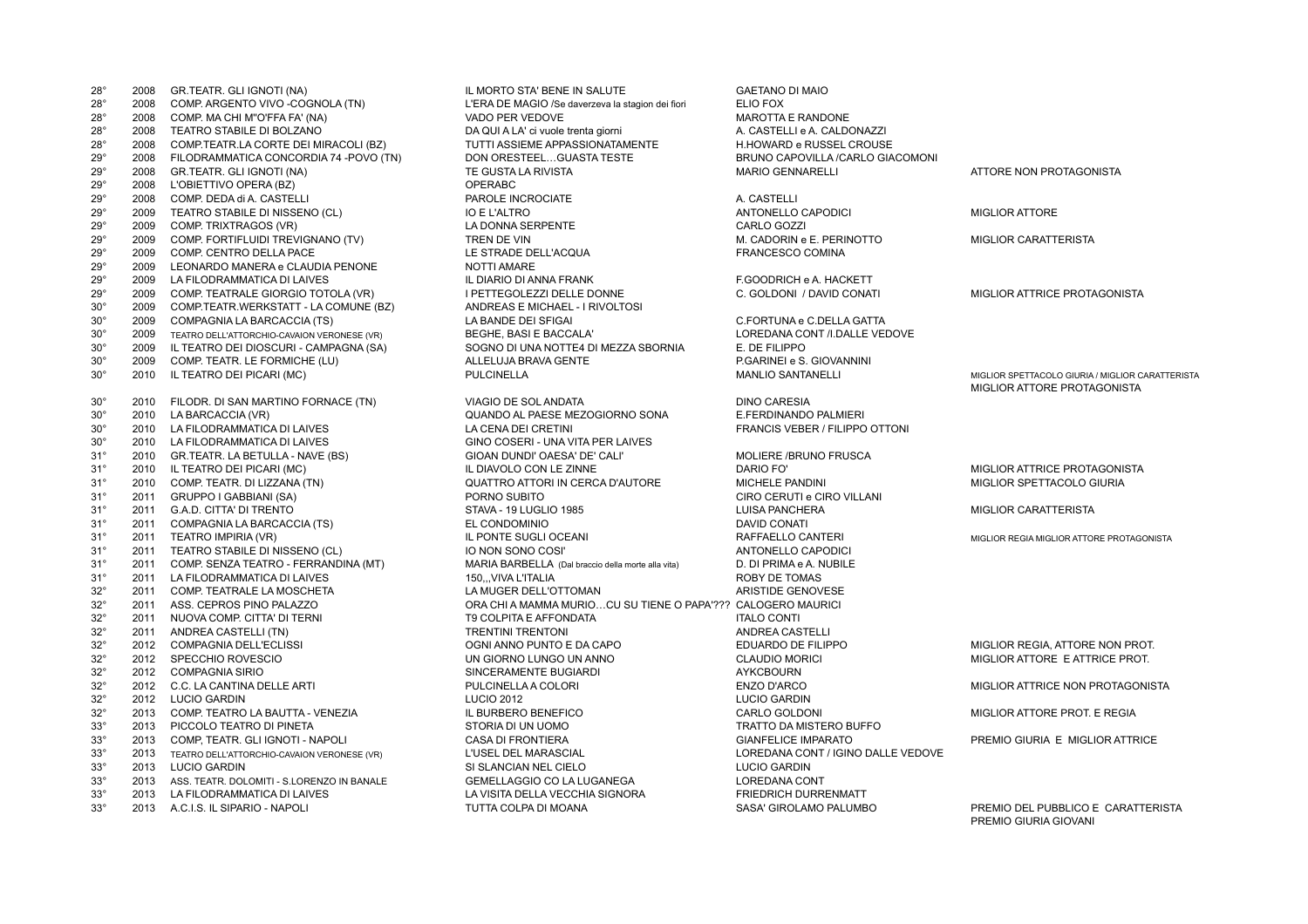| | | | | | |
|---|---|---|---|---|---|
| 28° | 2008 | GR.TEATR. GLI IGNOTI (NA) | IL MORTO STA' BENE IN SALUTE | GAETANO DI MAIO | |
| 28° | 2008 | COMP. ARGENTO VIVO -COGNOLA (TN) | L'ERA DE MAGIO /Se daverzeva la stagion dei fiori | ELIO FOX | |
| 28° | 2008 | COMP. MA CHI M"O'FFA FA' (NA) | VADO PER VEDOVE | MAROTTA E RANDONE | |
| 28° | 2008 | TEATRO STABILE DI BOLZANO | DA QUI A LA' ci vuole trenta giorni | A. CASTELLI e A. CALDONAZZI | |
| 28° | 2008 | COMP.TEATR.LA CORTE DEI MIRACOLI (BZ) | TUTTI ASSIEME APPASSIONATAMENTE | H.HOWARD e RUSSEL CROUSE | |
| 29° | 2008 | FILODRAMMATICA CONCORDIA 74 -POVO (TN) | DON ORESTEEL…GUASTA TESTE | BRUNO CAPOVILLA /CARLO GIACOMONI | |
| 29° | 2008 | GR.TEATR. GLI IGNOTI (NA) | TE GUSTA LA RIVISTA | MARIO GENNARELLI | ATTORE NON PROTAGONISTA |
| 29° | 2008 | L'OBIETTIVO OPERA (BZ) | OPERABC | | |
| 29° | 2008 | COMP. DEDA di A. CASTELLI | PAROLE INCROCIATE | A. CASTELLI | |
| 29° | 2009 | TEATRO STABILE DI NISSENO (CL) | IO E L'ALTRO | ANTONELLO CAPODICI | MIGLIOR ATTORE |
| 29° | 2009 | COMP. TRIXTRAGOS (VR) | LA DONNA SERPENTE | CARLO GOZZI | |
| 29° | 2009 | COMP. FORTIFLUIDI TREVIGNANO (TV) | TREN DE VIN | M. CADORIN e E. PERINOTTO | MIGLIOR CARATTERISTA |
| 29° | 2009 | COMP. CENTRO DELLA PACE | LE STRADE DELL'ACQUA | FRANCESCO COMINA | |
| 29° | 2009 | LEONARDO MANERA e CLAUDIA PENONE | NOTTI AMARE | | |
| 29° | 2009 | LA FILODRAMMATICA DI LAIVES | IL DIARIO DI ANNA FRANK | F.GOODRICH e A. HACKETT | |
| 29° | 2009 | COMP. TEATRALE GIORGIO TOTOLA (VR) | I PETTEGOLEZZI DELLE DONNE | C. GOLDONI / DAVID CONATI | MIGLIOR ATTRICE PROTAGONISTA |
| 30° | 2009 | COMP.TEATR.WERKSTATT - LA COMUNE (BZ) | ANDREAS E MICHAEL - I RIVOLTOSI | | |
| 30° | 2009 | COMPAGNIA LA BARCACCIA (TS) | LA BANDE DEI SFIGAI | C.FORTUNA e C.DELLA GATTA | |
| 30° | 2009 | TEATRO DELL'ATTORCHIO-CAVAION VERONESE (VR) | BEGHE, BASI E BACCALA' | LOREDANA CONT /I.DALLE VEDOVE | |
| 30° | 2009 | IL TEATRO DEI DIOSCURI - CAMPAGNA (SA) | SOGNO DI UNA NOTTE4 DI MEZZA SBORNIA | E. DE FILIPPO | |
| 30° | 2009 | COMP. TEATR. LE FORMICHE (LU) | ALLELUJA BRAVA GENTE | P.GARINEI e S. GIOVANNINI | |
| 30° | 2010 | IL TEATRO DEI PICARI (MC) | PULCINELLA | MANLIO SANTANELLI | MIGLIOR SPETTACOLO GIURIA / MIGLIOR CARATTERISTA MIGLIOR ATTORE PROTAGONISTA |
| 30° | 2010 | FILODR. DI SAN MARTINO FORNACE (TN) | VIAGIO DE SOL ANDATA | DINO CARESIA | |
| 30° | 2010 | LA BARCACCIA (VR) | QUANDO AL PAESE MEZOGIORNO SONA | E.FERDINANDO PALMIERI | |
| 30° | 2010 | LA FILODRAMMATICA DI LAIVES | LA CENA DEI CRETINI | FRANCIS VEBER / FILIPPO OTTONI | |
| 30° | 2010 | LA FILODRAMMATICA DI LAIVES | GINO COSERI - UNA VITA PER LAIVES | | |
| 31° | 2010 | GR.TEATR. LA BETULLA - NAVE (BS) | GIOAN DUNDI' OAESA' DE' CALI' | MOLIERE /BRUNO FRUSCA | |
| 31° | 2010 | IL TEATRO DEI PICARI (MC) | IL DIAVOLO CON LE ZINNE | DARIO FO' | MIGLIOR ATTRICE PROTAGONISTA |
| 31° | 2010 | COMP. TEATR. DI LIZZANA (TN) | QUATTRO ATTORI IN CERCA D'AUTORE | MICHELE PANDINI | MIGLIOR SPETTACOLO GIURIA |
| 31° | 2011 | GRUPPO I GABBIANI (SA) | PORNO SUBITO | CIRO CERUTI e CIRO VILLANI | |
| 31° | 2011 | G.A.D. CITTA' DI TRENTO | STAVA - 19 LUGLIO 1985 | LUISA PANCHERA | MIGLIOR CARATTERISTA |
| 31° | 2011 | COMPAGNIA LA BARCACCIA (TS) | EL CONDOMINIO | DAVID CONATI | |
| 31° | 2011 | TEATRO IMPIRIA (VR) | IL PONTE SUGLI OCEANI | RAFFAELLO CANTERI | MIGLIOR REGIA MIGLIOR ATTORE PROTAGONISTA |
| 31° | 2011 | TEATRO STABILE DI NISSENO (CL) | IO NON SONO COSI' | ANTONELLO CAPODICI | |
| 31° | 2011 | COMP. SENZA TEATRO - FERRANDINA (MT) | MARIA BARBELLA (Dal braccio della morte alla vita) | D. DI PRIMA e A. NUBILE | |
| 31° | 2011 | LA FILODRAMMATICA DI LAIVES | 150,,,VIVA L'ITALIA | ROBY DE TOMAS | |
| 32° | 2011 | COMP. TEATRALE LA MOSCHETA | LA MUGER DELL'OTTOMAN | ARISTIDE GENOVESE | |
| 32° | 2011 | ASS. CEPROS PINO PALAZZO | ORA CHI A MAMMA MURIO…CU SU TIENE O PAPA'??? | CALOGERO MAURICI | |
| 32° | 2011 | NUOVA COMP. CITTA' DI TERNI | T9 COLPITA E AFFONDATA | ITALO CONTI | |
| 32° | 2011 | ANDREA CASTELLI (TN) | TRENTINI TRENTONI | ANDREA CASTELLI | |
| 32° | 2012 | COMPAGNIA DELL'ECLISSI | OGNI ANNO PUNTO E DA CAPO | EDUARDO DE FILIPPO | MIGLIOR REGIA, ATTORE NON PROT. |
| 32° | 2012 | SPECCHIO ROVESCIO | UN GIORNO LUNGO UN ANNO | CLAUDIO MORICI | MIGLIOR ATTORE E ATTRICE PROT. |
| 32° | 2012 | COMPAGNIA SIRIO | SINCERAMENTE BUGIARDI | AYKCBOURN | |
| 32° | 2012 | C.C. LA CANTINA DELLE ARTI | PULCINELLA A COLORI | ENZO D'ARCO | MIGLIOR ATTRICE NON PROTAGONISTA |
| 32° | 2012 | LUCIO GARDIN | LUCIO 2012 | LUCIO GARDIN | |
| 32° | 2013 | COMP. TEATRO LA BAUTTA - VENEZIA | IL BURBERO BENEFICO | CARLO GOLDONI | MIGLIOR ATTORE PROT. E REGIA |
| 33° | 2013 | PICCOLO TEATRO DI PINETA | STORIA DI UN UOMO | TRATTO DA MISTERO BUFFO | |
| 33° | 2013 | COMP, TEATR. GLI IGNOTI - NAPOLI | CASA DI FRONTIERA | GIANFELICE IMPARATO | PREMIO GIURIA E MIGLIOR ATTRICE |
| 33° | 2013 | TEATRO DELL'ATTORCHIO-CAVAION VERONESE (VR) | L'USEL DEL MARASCIAL | LOREDANA CONT / IGINO DALLE VEDOVE | |
| 33° | 2013 | LUCIO GARDIN | SI SLANCIAN NEL CIELO | LUCIO GARDIN | |
| 33° | 2013 | ASS. TEATR. DOLOMITI - S.LORENZO IN BANALE | GEMELLAGGIO CO LA LUGANEGA | LOREDANA CONT | |
| 33° | 2013 | LA FILODRAMMATICA DI LAIVES | LA VISITA DELLA VECCHIA SIGNORA | FRIEDRICH DURRENMATT | |
| 33° | 2013 | A.C.I.S. IL SIPARIO - NAPOLI | TUTTA COLPA DI MOANA | SASA' GIROLAMO PALUMBO | PREMIO DEL PUBBLICO E CARATTERISTA PREMIO GIURIA GIOVANI |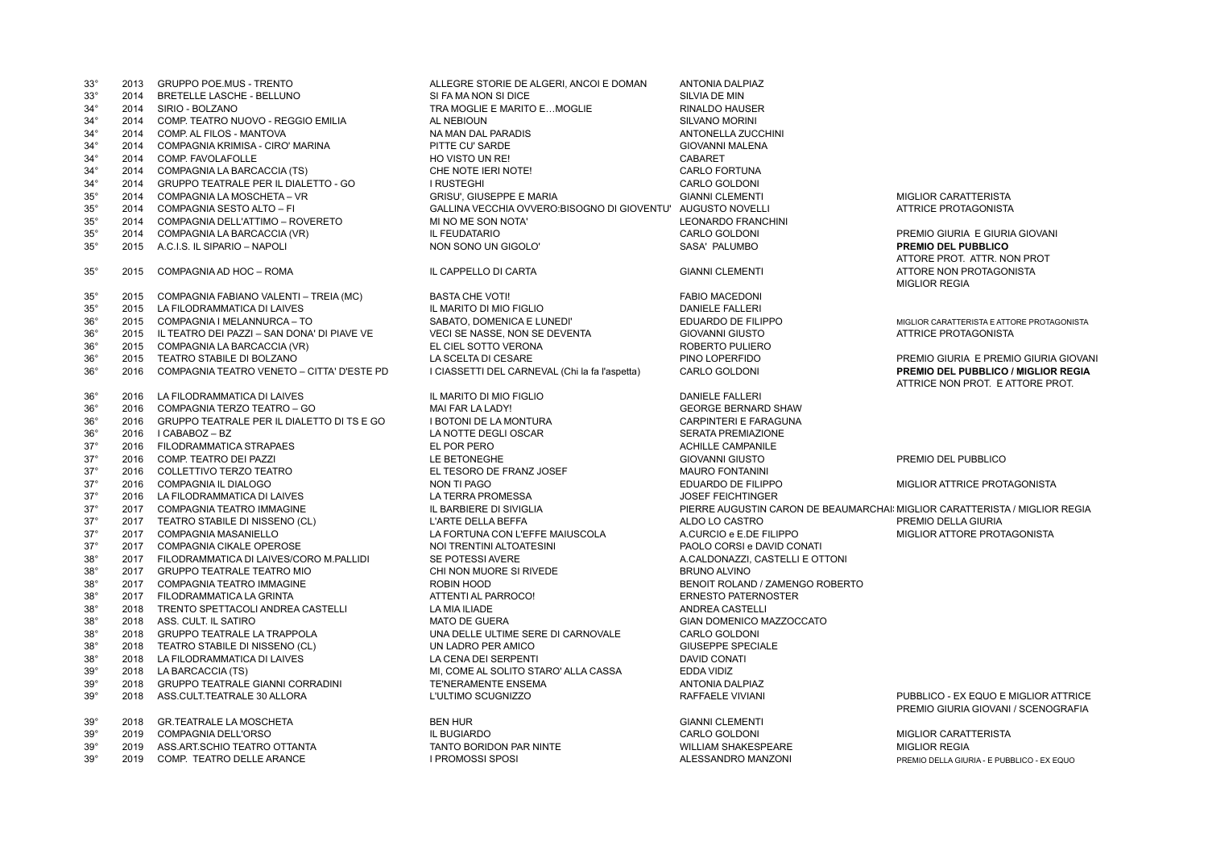| | | | | | |
|---|---|---|---|---|---|
| 33° | 2013 | GRUPPO POE.MUS - TRENTO | ALLEGRE STORIE DE ALGERI, ANCOI E DOMAN | ANTONIA DALPIAZ | |
| 33° | 2014 | BRETELLE LASCHE - BELLUNO | SI FA MA NON SI DICE | SILVIA DE MIN | |
| 34° | 2014 | SIRIO - BOLZANO | TRA MOGLIE E MARITO E…MOGLIE | RINALDO HAUSER | |
| 34° | 2014 | COMP. TEATRO NUOVO - REGGIO EMILIA | AL NEBIOUN | SILVANO MORINI | |
| 34° | 2014 | COMP. AL FILOS - MANTOVA | NA MAN DAL PARADIS | ANTONELLA ZUCCHINI | |
| 34° | 2014 | COMPAGNIA KRIMISA - CIRO' MARINA | PITTE CU' SARDE | GIOVANNI MALENA | |
| 34° | 2014 | COMP. FAVOLAFOLLE | HO VISTO UN RE! | CABARET | |
| 34° | 2014 | COMPAGNIA LA BARCACCIA (TS) | CHE NOTE IERI NOTE! | CARLO FORTUNA | |
| 34° | 2014 | GRUPPO TEATRALE PER IL DIALETTO - GO | I RUSTEGHI | CARLO GOLDONI | |
| 35° | 2014 | COMPAGNIA LA MOSCHETA – VR | GRISU', GIUSEPPE E MARIA | GIANNI CLEMENTI | MIGLIOR CARATTERISTA |
| 35° | 2014 | COMPAGNIA SESTO ALTO – FI | GALLINA VECCHIA OVVERO:BISOGNO DI GIOVENTU' | AUGUSTO NOVELLI | ATTRICE PROTAGONISTA |
| 35° | 2014 | COMPAGNIA DELL'ATTIMO – ROVERETO | MI NO ME SON NOTA' | LEONARDO FRANCHINI | |
| 35° | 2014 | COMPAGNIA LA BARCACCIA (VR) | IL FEUDATARIO | CARLO GOLDONI | PREMIO GIURIA E GIURIA GIOVANI |
| 35° | 2015 | A.C.I.S. IL SIPARIO – NAPOLI | NON SONO UN GIGOLO' | SASA' PALUMBO | **PREMIO DEL PUBBLICO** ATTORE PROT. ATTR. NON PROT |
| 35° | 2015 | COMPAGNIA AD HOC – ROMA | IL CAPPELLO DI CARTA | GIANNI CLEMENTI | ATTORE NON PROTAGONISTA MIGLIOR REGIA |
| 35° | 2015 | COMPAGNIA FABIANO VALENTI – TREIA (MC) | BASTA CHE VOTI! | FABIO MACEDONI | |
| 35° | 2015 | LA FILODRAMMATICA DI LAIVES | IL MARITO DI MIO FIGLIO | DANIELE FALLERI | |
| 36° | 2015 | COMPAGNIA I MELANNURCA – TO | SABATO, DOMENICA E LUNEDI' | EDUARDO DE FILIPPO | MIGLIOR CARATTERISTA E ATTORE PROTAGONISTA |
| 36° | 2015 | IL TEATRO DEI PAZZI – SAN DONA' DI PIAVE VE | VECI SE NASSE, NON SE DEVENTA | GIOVANNI GIUSTO | ATTRICE PROTAGONISTA |
| 36° | 2015 | COMPAGNIA LA BARCACCIA (VR) | EL CIEL SOTTO VERONA | ROBERTO PULIERO | |
| 36° | 2015 | TEATRO STABILE DI BOLZANO | LA SCELTA DI CESARE | PINO LOPERFIDO | PREMIO GIURIA E PREMIO GIURIA GIOVANI |
| 36° | 2016 | COMPAGNIA TEATRO VENETO – CITTA' D'ESTE PD | I CIASSETTI DEL CARNEVAL (Chi la fa l'aspetta) | CARLO GOLDONI | **PREMIO DEL PUBBLICO / MIGLIOR REGIA** ATTRICE NON PROT. E ATTORE PROT. |
| 36° | 2016 | LA FILODRAMMATICA DI LAIVES | IL MARITO DI MIO FIGLIO | DANIELE FALLERI | |
| 36° | 2016 | COMPAGNIA TERZO TEATRO – GO | MAI FAR LA LADY! | GEORGE BERNARD SHAW | |
| 36° | 2016 | GRUPPO TEATRALE PER IL DIALETTO DI TS E GO | I BOTONI DE LA MONTURA | CARPINTERI E FARAGUNA | |
| 36° | 2016 | I CABABOZ – BZ | LA NOTTE DEGLI OSCAR | SERATA PREMIAZIONE | |
| 37° | 2016 | FILODRAMMATICA STRAPAES | EL POR PERO | ACHILLE CAMPANILE | |
| 37° | 2016 | COMP. TEATRO DEI PAZZI | LE BETONEGHE | GIOVANNI GIUSTO | PREMIO DEL PUBBLICO |
| 37° | 2016 | COLLETTIVO TERZO TEATRO | EL TESORO DE FRANZ JOSEF | MAURO FONTANINI | |
| 37° | 2016 | COMPAGNIA IL DIALOGO | NON TI PAGO | EDUARDO DE FILIPPO | MIGLIOR ATTRICE PROTAGONISTA |
| 37° | 2016 | LA FILODRAMMATICA DI LAIVES | LA TERRA PROMESSA | JOSEF FEICHTINGER | |
| 37° | 2017 | COMPAGNIA TEATRO IMMAGINE | IL BARBIERE DI SIVIGLIA | PIERRE AUGUSTIN CARON DE BEAUMARCHAIS | MIGLIOR CARATTERISTA / MIGLIOR REGIA |
| 37° | 2017 | TEATRO STABILE DI NISSENO (CL) | L'ARTE DELLA BEFFA | ALDO LO CASTRO | PREMIO DELLA GIURIA |
| 37° | 2017 | COMPAGNIA MASANIELLO | LA FORTUNA CON L'EFFE MAIUSCOLA | A.CURCIO e E.DE FILIPPO | MIGLIOR ATTORE PROTAGONISTA |
| 37° | 2017 | COMPAGNIA CIKALE OPEROSE | NOI TRENTINI ALTOATESINI | PAOLO CORSI e DAVID CONATI | |
| 38° | 2017 | FILODRAMMATICA DI LAIVES/CORO M.PALLIDI | SE POTESSI AVERE | A.CALDONAZZI, CASTELLI E OTTONI | |
| 38° | 2017 | GRUPPO TEATRALE TEATRO MIO | CHI NON MUORE SI RIVEDE | BRUNO ALVINO | |
| 38° | 2017 | COMPAGNIA TEATRO IMMAGINE | ROBIN HOOD | BENOIT ROLAND / ZAMENGO ROBERTO | |
| 38° | 2017 | FILODRAMMATICA LA GRINTA | ATTENTI AL PARROCO! | ERNESTO PATERNOSTER | |
| 38° | 2018 | TRENTO SPETTACOLI ANDREA CASTELLI | LA MIA ILIADE | ANDREA CASTELLI | |
| 38° | 2018 | ASS. CULT. IL SATIRO | MATO DE GUERA | GIAN DOMENICO MAZZOCCATO | |
| 38° | 2018 | GRUPPO TEATRALE LA TRAPPOLA | UNA DELLE ULTIME SERE DI CARNOVALE | CARLO GOLDONI | |
| 38° | 2018 | TEATRO STABILE DI NISSENO (CL) | UN LADRO PER AMICO | GIUSEPPE SPECIALE | |
| 38° | 2018 | LA FILODRAMMATICA DI LAIVES | LA CENA DEI SERPENTI | DAVID CONATI | |
| 39° | 2018 | LA BARCACCIA (TS) | MI, COME AL SOLITO STARO' ALLA CASSA | EDDA VIDIZ | |
| 39° | 2018 | GRUPPO TEATRALE GIANNI CORRADINI | TE'NERAMENTE ENSEMA | ANTONIA DALPIAZ | |
| 39° | 2018 | ASS.CULT.TEATRALE 30 ALLORA | L'ULTIMO SCUGNIZZO | RAFFAELE VIVIANI | PUBBLICO - EX EQUO E MIGLIOR ATTRICE PREMIO GIURIA GIOVANI / SCENOGRAFIA |
| 39° | 2018 | GR.TEATRALE LA MOSCHETA | BEN HUR | GIANNI CLEMENTI | |
| 39° | 2019 | COMPAGNIA DELL'ORSO | IL BUGIARDO | CARLO GOLDONI | MIGLIOR CARATTERISTA |
| 39° | 2019 | ASS.ART.SCHIO TEATRO OTTANTA | TANTO BORIDON PAR NINTE | WILLIAM SHAKESPEARE | MIGLIOR REGIA |
| 39° | 2019 | COMP. TEATRO DELLE ARANCE | I PROMOSSI SPOSI | ALESSANDRO MANZONI | PREMIO DELLA GIURIA - E PUBBLICO - EX EQUO |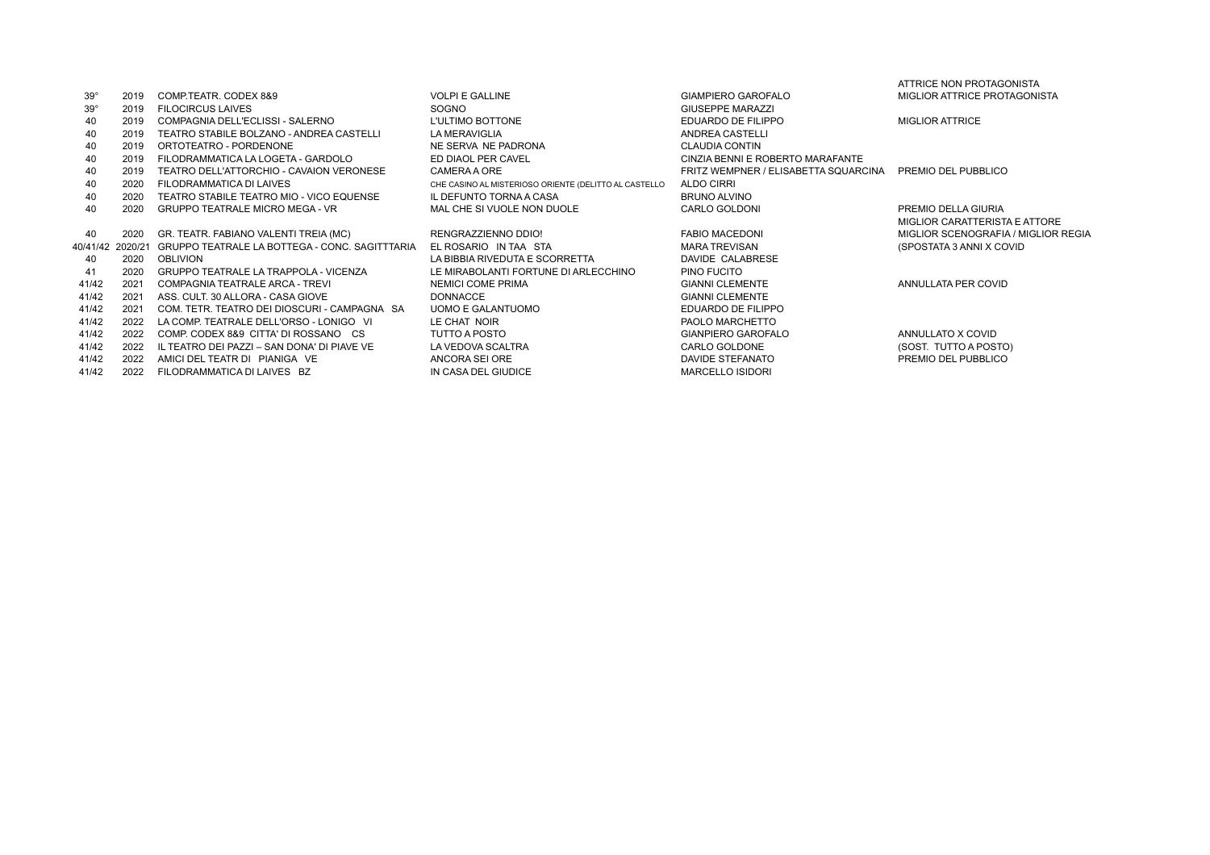| | | | | | |
|---|---|---|---|---|---|
| | | | | | ATTRICE NON PROTAGONISTA |
| 39° | 2019 | COMP.TEATR. CODEX 8&9 | VOLPI E GALLINE | GIAMPIERO GAROFALO | MIGLIOR ATTRICE PROTAGONISTA |
| 39° | 2019 | FILOCIRCUS LAIVES | SOGNO | GIUSEPPE MARAZZI | |
| 40 | 2019 | COMPAGNIA DELL'ECLISSI - SALERNO | L'ULTIMO BOTTONE | EDUARDO DE FILIPPO | MIGLIOR ATTRICE |
| 40 | 2019 | TEATRO STABILE BOLZANO - ANDREA CASTELLI | LA MERAVIGLIA | ANDREA CASTELLI | |
| 40 | 2019 | ORTOTEATRO - PORDENONE | NE SERVA NE PADRONA | CLAUDIA CONTIN | |
| 40 | 2019 | FILODRAMMATICA LA LOGETA - GARDOLO | ED DIAOL PER CAVEL | CINZIA BENNI E ROBERTO MARAFANTE | |
| 40 | 2019 | TEATRO DELL'ATTORCHIO - CAVAION VERONESE | CAMERA A ORE | FRITZ WEMPNER / ELISABETTA SQUARCINA | PREMIO DEL PUBBLICO |
| 40 | 2020 | FILODRAMMATICA DI LAIVES | CHE CASINO AL MISTERIOSO ORIENTE (DELITTO AL CASTELLO | ALDO CIRRI | |
| 40 | 2020 | TEATRO STABILE TEATRO MIO - VICO EQUENSE | IL DEFUNTO TORNA A CASA | BRUNO ALVINO | |
| 40 | 2020 | GRUPPO TEATRALE MICRO MEGA - VR | MAL CHE SI VUOLE NON DUOLE | CARLO GOLDONI | PREMIO DELLA GIURIA |
| | | | | | MIGLIOR CARATTERISTA E ATTORE |
| 40 | 2020 | GR. TEATR. FABIANO VALENTI TREIA (MC) | RENGRAZZIENNO DDIO! | FABIO MACEDONI | MIGLIOR SCENOGRAFIA / MIGLIOR REGIA |
| 40/41/42 | 2020/21 | GRUPPO TEATRALE LA BOTTEGA - CONC. SAGITTTARIA | EL ROSARIO IN TAA STA | MARA TREVISAN | (SPOSTATA 3 ANNI X COVID |
| 40 | 2020 | OBLIVION | LA BIBBIA RIVEDUTA E SCORRETTA | DAVIDE CALABRESE | |
| 41 | 2020 | GRUPPO TEATRALE LA TRAPPOLA - VICENZA | LE MIRABOLANTI FORTUNE DI ARLECCHINO | PINO FUCITO | |
| 41/42 | 2021 | COMPAGNIA TEATRALE ARCA - TREVI | NEMICI COME PRIMA | GIANNI CLEMENTE | ANNULLATA PER COVID |
| 41/42 | 2021 | ASS. CULT. 30 ALLORA - CASA GIOVE | DONNACCE | GIANNI CLEMENTE | |
| 41/42 | 2021 | COM. TETR. TEATRO DEI DIOSCURI - CAMPAGNA SA | UOMO E GALANTUOMO | EDUARDO DE FILIPPO | |
| 41/42 | 2022 | LA COMP. TEATRALE DELL'ORSO - LONIGO VI | LE CHAT NOIR | PAOLO MARCHETTO | |
| 41/42 | 2022 | COMP. CODEX 8&9 CITTA' DI ROSSANO CS | TUTTO A POSTO | GIANPIERO GAROFALO | ANNULLATO X COVID |
| 41/42 | 2022 | IL TEATRO DEI PAZZI – SAN DONA' DI PIAVE VE | LA VEDOVA SCALTRA | CARLO GOLDONE | (SOST. TUTTO A POSTO) |
| 41/42 | 2022 | AMICI DEL TEATR DI PIANIGA VE | ANCORA SEI ORE | DAVIDE STEFANATO | PREMIO DEL PUBBLICO |
| 41/42 | 2022 | FILODRAMMATICA DI LAIVES BZ | IN CASA DEL GIUDICE | MARCELLO ISIDORI | |